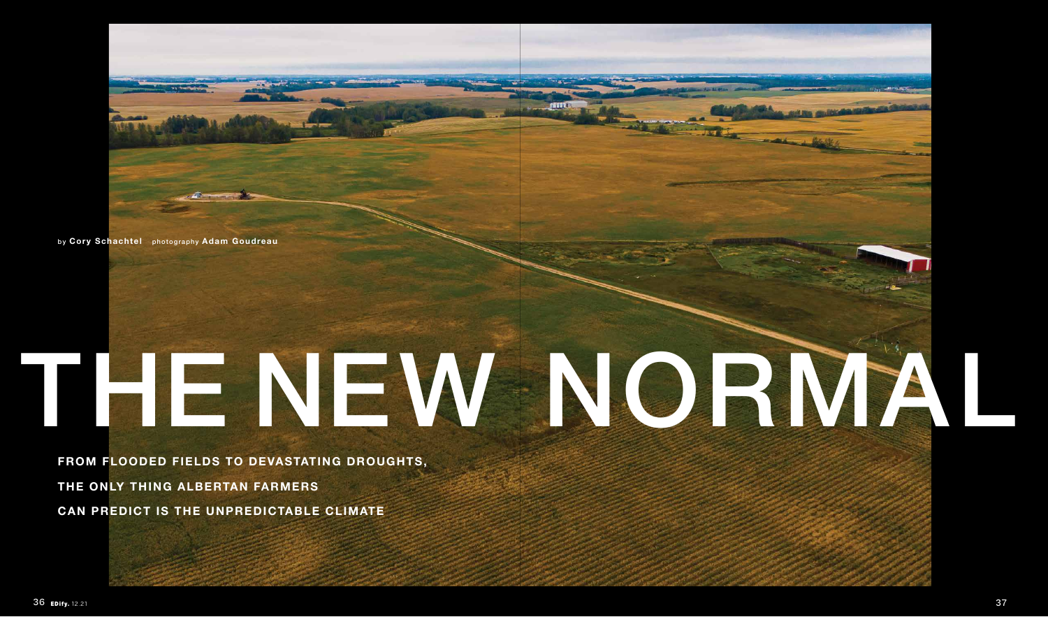by **Cory Schachtel** photography **Adam Goudreau**

# THE NEW NORMAL

**FROM FLOODED FIELDS TO DEVASTATING DROUGHTS, THE ONLY THING ALBERTAN FARMERS CAN PREDICT IS THE UNPREDICTABLE CLIMATE**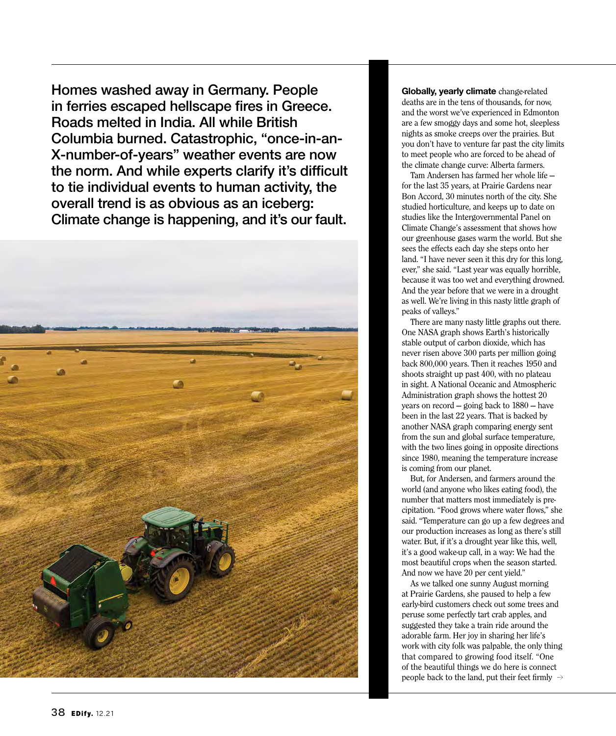**Homes washed away in Germany. People in ferries escaped hellscape fires in Greece. Roads melted in India. All while British Columbia burned. Catastrophic, "once-in-an-X-number-of-years" weather events are now the norm. And while experts clarify it's difficult to tie individual events to human activity, the overall trend is as obvious as an iceberg: Climate change is happening, and it's our fault.**

**Globally, yearly climate** change-related deaths are in the tens of thousands, for now, and the worst we've experienced in Edmonton are a few smoggy days and some hot, sleepless nights as smoke creeps over the prairies. But you don't have to venture far past the city limits to meet people who are forced to be ahead of the climate change curve: Alberta farmers.

Tam Andersen has farmed her whole life — for the last 35 years, at Prairie Gardens near Bon Accord, 30 minutes north of the city. She studied horticulture, and keeps up to date on studies like the Intergovernmental Panel on Climate Change's assessment that shows how our greenhouse gases warm the world. But she sees the effects each day she steps onto her land. "I have never seen it this dry for this long, ever," she said. "Last year was equally horrible, because it was too wet and everything drowned. And the year before that we were in a drought as well. We're living in this nasty little graph of peaks of valleys."

There are many nasty little graphs out there. One NASA graph shows Earth's historically stable output of carbon dioxide, which has never risen above 300 parts per million going back 800,000 years. Then it reaches 1950 and shoots straight up past 400, with no plateau in sight. A National Oceanic and Atmospheric Administration graph shows the hottest 20 years on record — going back to 1880 — have been in the last 22 years. That is backed by another NASA graph comparing energy sent from the sun and global surface temperature, with the two lines going in opposite directions since 1980, meaning the temperature increase is coming from our planet.

But, for Andersen, and farmers around the world (and anyone who likes eating food), the number that matters most immediately is precipitation. "Food grows where water flows," she said. "Temperature can go up a few degrees and our production increases as long as there's still water. But, if it's a drought year like this, well, it's a good wake-up call, in a way: We had the most beautiful crops when the season started. And now we have 20 per cent yield."

As we talked one sunny August morning at Prairie Gardens, she paused to help a few early-bird customers check out some trees and peruse some perfectly tart crab apples, and suggested they take a train ride around the adorable farm. Her joy in sharing her life's work with city folk was palpable, the only thing that compared to growing food itself. "One of the beautiful things we do here is connect people back to the land, put their feet firmly →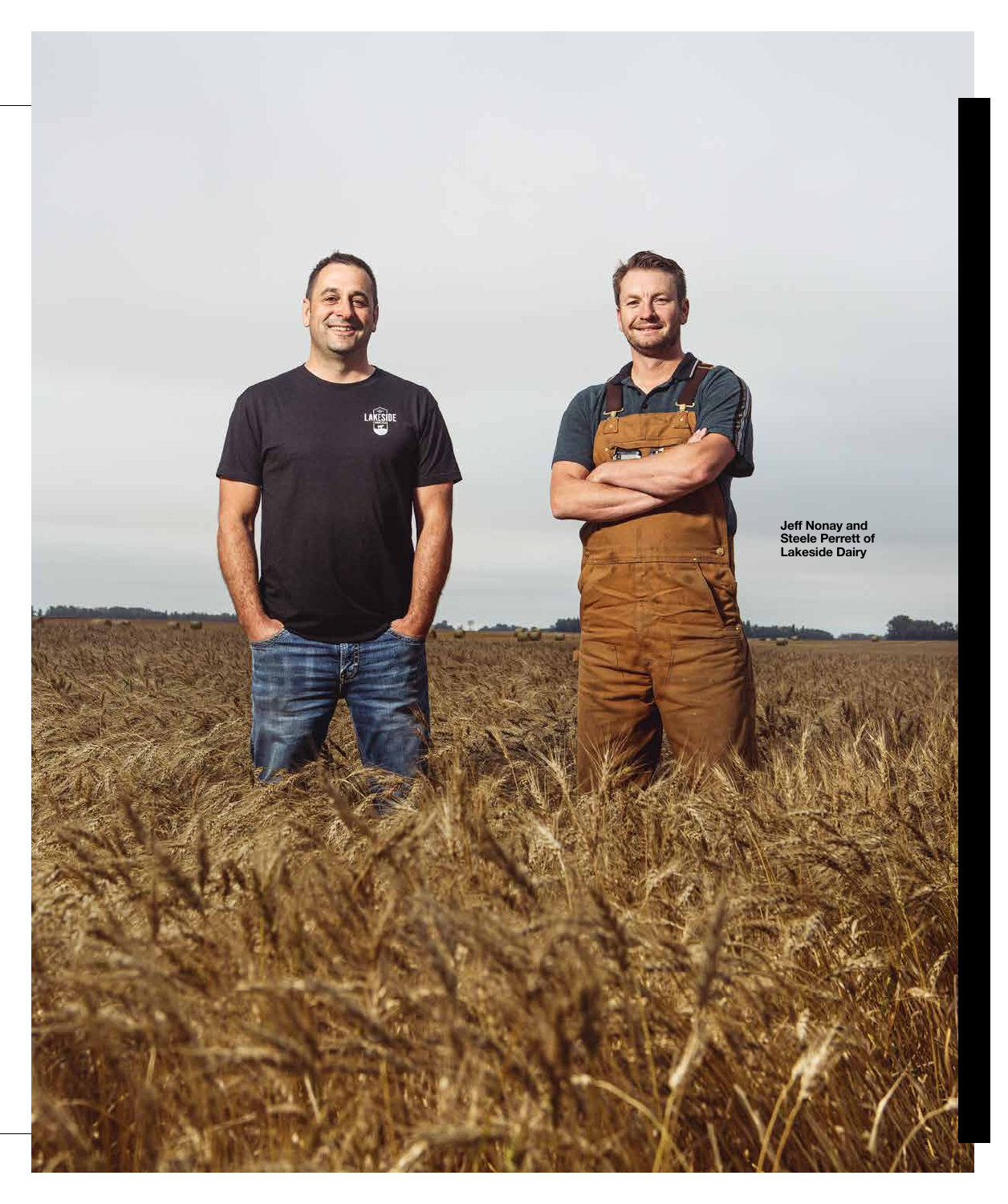Jeff Nonay and Steele Perrett of Lakeside Dairy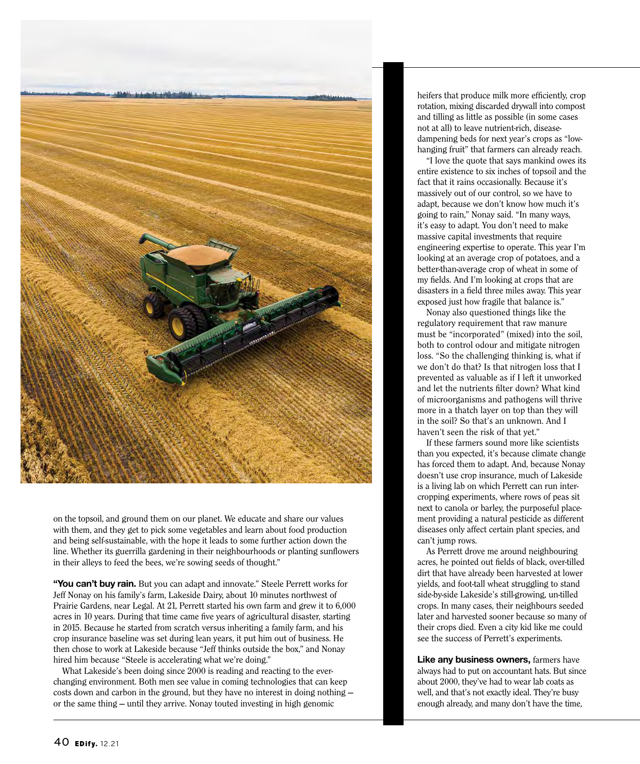on the topsoil, and ground them on our planet. We educate and share our values with them, and they get to pick some vegetables and learn about food production and being self-sustainable, with the hope it leads to some further action down the line. Whether its guerrilla gardening in their neighbourhoods or planting sunflowers in their alleys to feed the bees, we're sowing seeds of thought."

**"You can't buy rain.** But you can adapt and innovate." Steele Perrett works for Jeff Nonay on his family's farm, Lakeside Dairy, about 10 minutes northwest of Prairie Gardens, near Legal. At 21, Perrett started his own farm and grew it to 6,000 acres in 10 years. During that time came five years of agricultural disaster, starting in 2015. Because he started from scratch versus inheriting a family farm, and his crop insurance baseline was set during lean years, it put him out of business. He then chose to work at Lakeside because "Jeff thinks outside the box," and Nonay hired him because "Steele is accelerating what we're doing."

What Lakeside's been doing since 2000 is reading and reacting to the ever-changing environment. Both men see value in coming technologies that can keep costs down and carbon in the ground, but they have no interest in doing nothing — or the same thing — until they arrive. Nonay touted investing in high genomic heifers that produce milk more efficiently, crop rotation, mixing discarded drywall into compost and tilling as little as possible (in some cases not at all) to leave nutrient-rich, disease-dampening beds for next year's crops as "low-hanging fruit" that farmers can already reach.

"I love the quote that says mankind owes its entire existence to six inches of topsoil and the fact that it rains occasionally. Because it's massively out of our control, so we have to adapt, because we don't know how much it's going to rain," Nonay said. "In many ways, it's easy to adapt. You don't need to make massive capital investments that require engineering expertise to operate. This year I'm looking at an average crop of potatoes, and a better-than-average crop of wheat in some of my fields. And I'm looking at crops that are disasters in a field three miles away. This year exposed just how fragile that balance is."

Nonay also questioned things like the regulatory requirement that raw manure must be "incorporated" (mixed) into the soil, both to control odour and mitigate nitrogen loss. "So the challenging thinking is, what if we don't do that? Is that nitrogen loss that I prevented as valuable as if I left it unworked and let the nutrients filter down? What kind of microorganisms and pathogens will thrive more in a thatch layer on top than they will in the soil? So that's an unknown. And I haven't seen the risk of that yet."

If these farmers sound more like scientists than you expected, it's because climate change has forced them to adapt. And, because Nonay doesn't use crop insurance, much of Lakeside is a living lab on which Perrett can run inter-cropping experiments, where rows of peas sit next to canola or barley, the purposeful placement providing a natural pesticide as different diseases only affect certain plant species, and can't jump rows.

As Perrett drove me around neighbouring acres, he pointed out fields of black, over-tilled dirt that have already been harvested at lower yields, and foot-tall wheat struggling to stand side-by-side Lakeside's still-growing, un-tilled crops. In many cases, their neighbours seeded later and harvested sooner because so many of their crops died. Even a city kid like me could see the success of Perrett's experiments.

**Like any business owners,** farmers have always had to put on accountant hats. But since about 2000, they've had to wear lab coats as well, and that's not exactly ideal. They're busy enough already, and many don't have the time,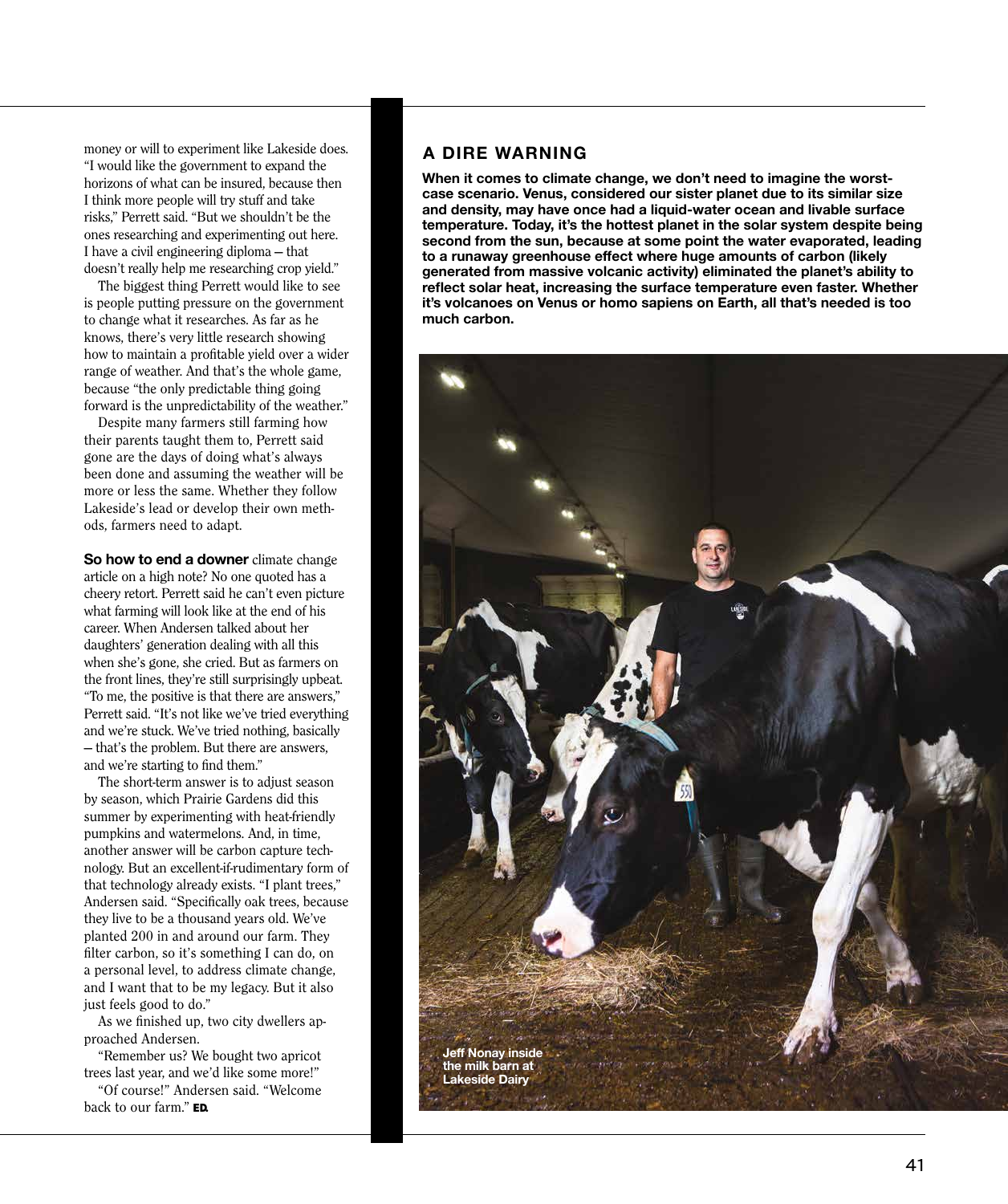money or will to experiment like Lakeside does. "I would like the government to expand the horizons of what can be insured, because then I think more people will try stuff and take risks," Perrett said. "But we shouldn't be the ones researching and experimenting out here. I have a civil engineering diploma – that doesn't really help me researching crop yield."

The biggest thing Perrett would like to see is people putting pressure on the government to change what it researches. As far as he knows, there's very little research showing how to maintain a profitable yield over a wider range of weather. And that's the whole game, because "the only predictable thing going forward is the unpredictability of the weather."

Despite many farmers still farming how their parents taught them to, Perrett said gone are the days of doing what's always been done and assuming the weather will be more or less the same. Whether they follow Lakeside's lead or develop their own methods, farmers need to adapt.

**So how to end a downer** climate change article on a high note? No one quoted has a cheery retort. Perrett said he can't even picture what farming will look like at the end of his career. When Andersen talked about her daughters' generation dealing with all this when she's gone, she cried. But as farmers on the front lines, they're still surprisingly upbeat. "To me, the positive is that there are answers," Perrett said. "It's not like we've tried everything and we're stuck. We've tried nothing, basically – that's the problem. But there are answers, and we're starting to find them."

The short-term answer is to adjust season by season, which Prairie Gardens did this summer by experimenting with heat-friendly pumpkins and watermelons. And, in time, another answer will be carbon capture technology. But an excellent-if-rudimentary form of that technology already exists. "I plant trees," Andersen said. "Specifically oak trees, because they live to be a thousand years old. We've planted 200 in and around our farm. They filter carbon, so it's something I can do, on a personal level, to address climate change, and I want that to be my legacy. But it also just feels good to do."

As we finished up, two city dwellers approached Andersen.

"Remember us? We bought two apricot trees last year, and we'd like some more!"

"Of course!" Andersen said. "Welcome back to our farm." **ED.**

## A DIRE WARNING

**When it comes to climate change, we don't need to imagine the worst-case scenario. Venus, considered our sister planet due to its similar size and density, may have once had a liquid-water ocean and livable surface temperature. Today, it's the hottest planet in the solar system despite being second from the sun, because at some point the water evaporated, leading to a runaway greenhouse effect where huge amounts of carbon (likely generated from massive volcanic activity) eliminated the planet's ability to reflect solar heat, increasing the surface temperature even faster. Whether it's volcanoes on Venus or homo sapiens on Earth, all that's needed is too much carbon.**

Jeff Nonay inside the milk barn at Lakeside Dairy